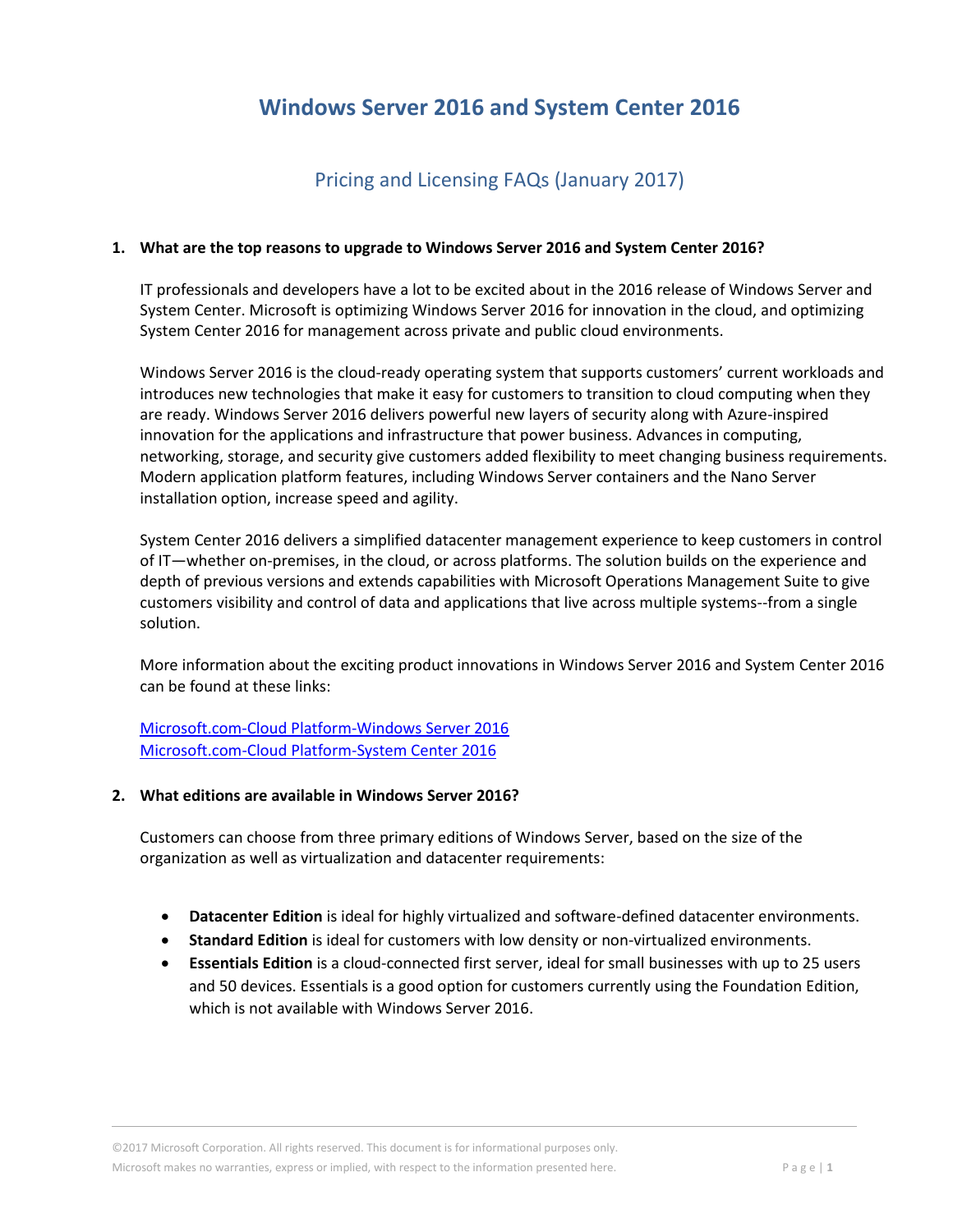# Windows Server 2016 and System Center 2016

## Pricing and Licensing FAQs (January 2017)

**1. What are the top reasons to upgrade to Windows Server 2016 and System Center 2016?**

IT professionals and developers have a lot to be excited about in the 2016 release of Windows Server and System Center. Microsoft is optimizing Windows Server 2016 for innovation in the cloud, and optimizing System Center 2016 for management across private and public cloud environments.

Windows Server 2016 is the cloud-ready operating system that supports customers' current workloads and introduces new technologies that make it easy for customers to transition to cloud computing when they are ready. Windows Server 2016 delivers powerful new layers of security along with Azure-inspired innovation for the applications and infrastructure that power business. Advances in computing, networking, storage, and security give customers added flexibility to meet changing business requirements. Modern application platform features, including Windows Server containers and the Nano Server installation option, increase speed and agility.

System Center 2016 delivers a simplified datacenter management experience to keep customers in control of IT—whether on-premises, in the cloud, or across platforms. The solution builds on the experience and depth of previous versions and extends capabilities with Microsoft Operations Management Suite to give customers visibility and control of data and applications that live across multiple systems--from a single solution.

More information about the exciting product innovations in Windows Server 2016 and System Center 2016 can be found at these links:

Microsoft.com-Cloud Platform-Windows Server 2016
Microsoft.com-Cloud Platform-System Center 2016

**2. What editions are available in Windows Server 2016?**

Customers can choose from three primary editions of Windows Server, based on the size of the organization as well as virtualization and datacenter requirements:

- **Datacenter Edition** is ideal for highly virtualized and software-defined datacenter environments.
- **Standard Edition** is ideal for customers with low density or non-virtualized environments.
- **Essentials Edition** is a cloud-connected first server, ideal for small businesses with up to 25 users and 50 devices. Essentials is a good option for customers currently using the Foundation Edition, which is not available with Windows Server 2016.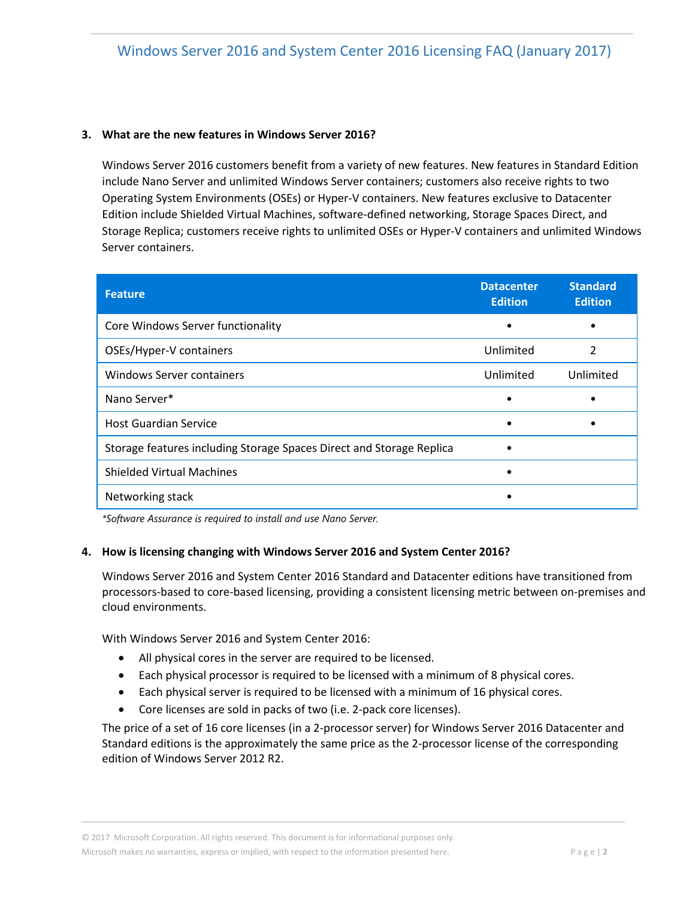### 3. What are the new features in Windows Server 2016?

Windows Server 2016 customers benefit from a variety of new features. New features in Standard Edition include Nano Server and unlimited Windows Server containers; customers also receive rights to two Operating System Environments (OSEs) or Hyper-V containers. New features exclusive to Datacenter Edition include Shielded Virtual Machines, software-defined networking, Storage Spaces Direct, and Storage Replica; customers receive rights to unlimited OSEs or Hyper-V containers and unlimited Windows Server containers.

| Feature | Datacenter Edition | Standard Edition |
|---|---|---|
| Core Windows Server functionality | • | • |
| OSEs/Hyper-V containers | Unlimited | 2 |
| Windows Server containers | Unlimited | Unlimited |
| Nano Server* | • | • |
| Host Guardian Service | • | • |
| Storage features including Storage Spaces Direct and Storage Replica | • | |
| Shielded Virtual Machines | • | |
| Networking stack | • | |

*\*Software Assurance is required to install and use Nano Server.*

### 4. How is licensing changing with Windows Server 2016 and System Center 2016?

Windows Server 2016 and System Center 2016 Standard and Datacenter editions have transitioned from processors-based to core-based licensing, providing a consistent licensing metric between on-premises and cloud environments.

With Windows Server 2016 and System Center 2016:

- All physical cores in the server are required to be licensed.
- Each physical processor is required to be licensed with a minimum of 8 physical cores.
- Each physical server is required to be licensed with a minimum of 16 physical cores.
- Core licenses are sold in packs of two (i.e. 2-pack core licenses).

The price of a set of 16 core licenses (in a 2-processor server) for Windows Server 2016 Datacenter and Standard editions is the approximately the same price as the 2-processor license of the corresponding edition of Windows Server 2012 R2.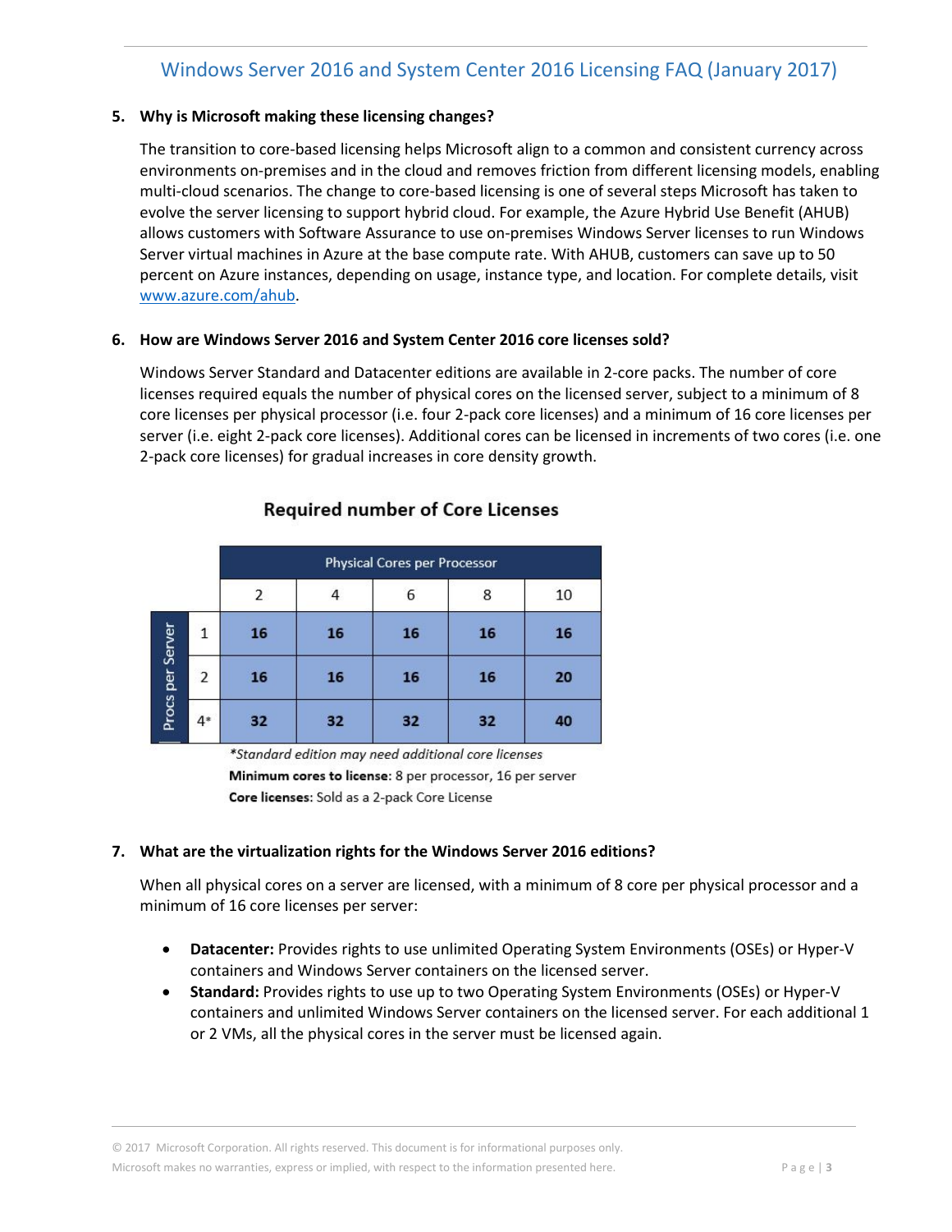5. **Why is Microsoft making these licensing changes?**

   The transition to core-based licensing helps Microsoft align to a common and consistent currency across environments on-premises and in the cloud and removes friction from different licensing models, enabling multi-cloud scenarios. The change to core-based licensing is one of several steps Microsoft has taken to evolve the server licensing to support hybrid cloud. For example, the Azure Hybrid Use Benefit (AHUB) allows customers with Software Assurance to use on-premises Windows Server licenses to run Windows Server virtual machines in Azure at the base compute rate. With AHUB, customers can save up to 50 percent on Azure instances, depending on usage, instance type, and location. For complete details, visit www.azure.com/ahub.

6. **How are Windows Server 2016 and System Center 2016 core licenses sold?**

   Windows Server Standard and Datacenter editions are available in 2-core packs. The number of core licenses required equals the number of physical cores on the licensed server, subject to a minimum of 8 core licenses per physical processor (i.e. four 2-pack core licenses) and a minimum of 16 core licenses per server (i.e. eight 2-pack core licenses). Additional cores can be licensed in increments of two cores (i.e. one 2-pack core licenses) for gradual increases in core density growth.

**Required number of Core Licenses**

| | | Physical Cores per Processor | | | | |
|---|---|---|---|---|---|---|
| | | 2 | 4 | 6 | 8 | 10 |
| Procs per Server | 1 | **16** | **16** | **16** | **16** | **16** |
| | 2 | **16** | **16** | **16** | **16** | **20** |
| | 4* | **32** | **32** | **32** | **32** | **40** |

*\*Standard edition may need additional core licenses*

**Minimum cores to license:** 8 per processor, 16 per server

**Core licenses:** Sold as a 2-pack Core License

7. **What are the virtualization rights for the Windows Server 2016 editions?**

   When all physical cores on a server are licensed, with a minimum of 8 core per physical processor and a minimum of 16 core licenses per server:

   - **Datacenter:** Provides rights to use unlimited Operating System Environments (OSEs) or Hyper-V containers and Windows Server containers on the licensed server.
   - **Standard:** Provides rights to use up to two Operating System Environments (OSEs) or Hyper-V containers and unlimited Windows Server containers on the licensed server. For each additional 1 or 2 VMs, all the physical cores in the server must be licensed again.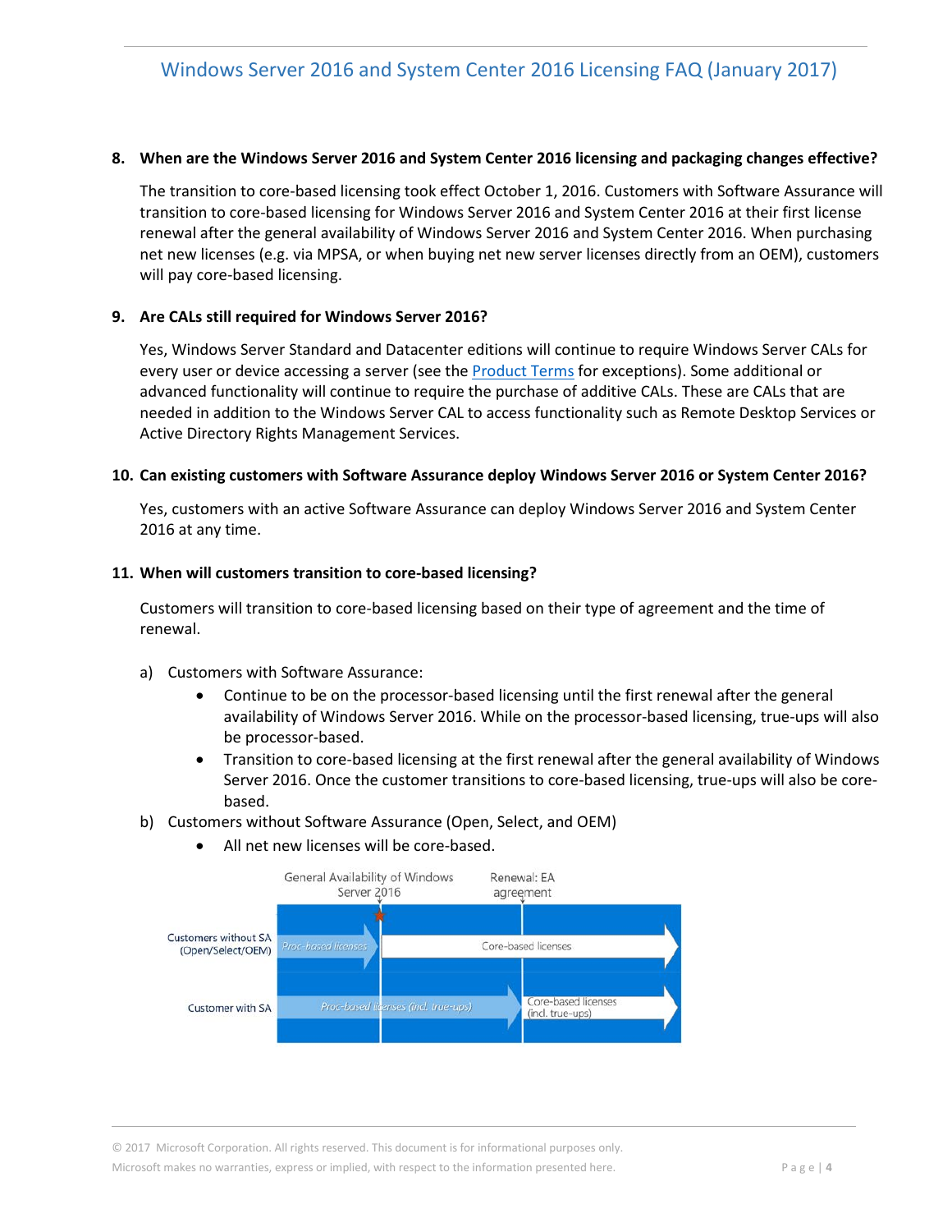**8. When are the Windows Server 2016 and System Center 2016 licensing and packaging changes effective?**

The transition to core-based licensing took effect October 1, 2016. Customers with Software Assurance will transition to core-based licensing for Windows Server 2016 and System Center 2016 at their first license renewal after the general availability of Windows Server 2016 and System Center 2016. When purchasing net new licenses (e.g. via MPSA, or when buying net new server licenses directly from an OEM), customers will pay core-based licensing.

**9. Are CALs still required for Windows Server 2016?**

Yes, Windows Server Standard and Datacenter editions will continue to require Windows Server CALs for every user or device accessing a server (see the Product Terms for exceptions). Some additional or advanced functionality will continue to require the purchase of additive CALs. These are CALs that are needed in addition to the Windows Server CAL to access functionality such as Remote Desktop Services or Active Directory Rights Management Services.

**10. Can existing customers with Software Assurance deploy Windows Server 2016 or System Center 2016?**

Yes, customers with an active Software Assurance can deploy Windows Server 2016 and System Center 2016 at any time.

**11. When will customers transition to core-based licensing?**

Customers will transition to core-based licensing based on their type of agreement and the time of renewal.

a) Customers with Software Assurance:
   - Continue to be on the processor-based licensing until the first renewal after the general availability of Windows Server 2016. While on the processor-based licensing, true-ups will also be processor-based.
   - Transition to core-based licensing at the first renewal after the general availability of Windows Server 2016. Once the customer transitions to core-based licensing, true-ups will also be core-based.

b) Customers without Software Assurance (Open, Select, and OEM)
   - All net new licenses will be core-based.

General Availability of Windows Server 2016 | Renewal: EA agreement

Customers without SA (Open/Select/OEM): Proc-based licenses → Core-based licenses

Customer with SA: Proc-based licenses (incl. true-ups) → Core-based licenses (incl. true-ups)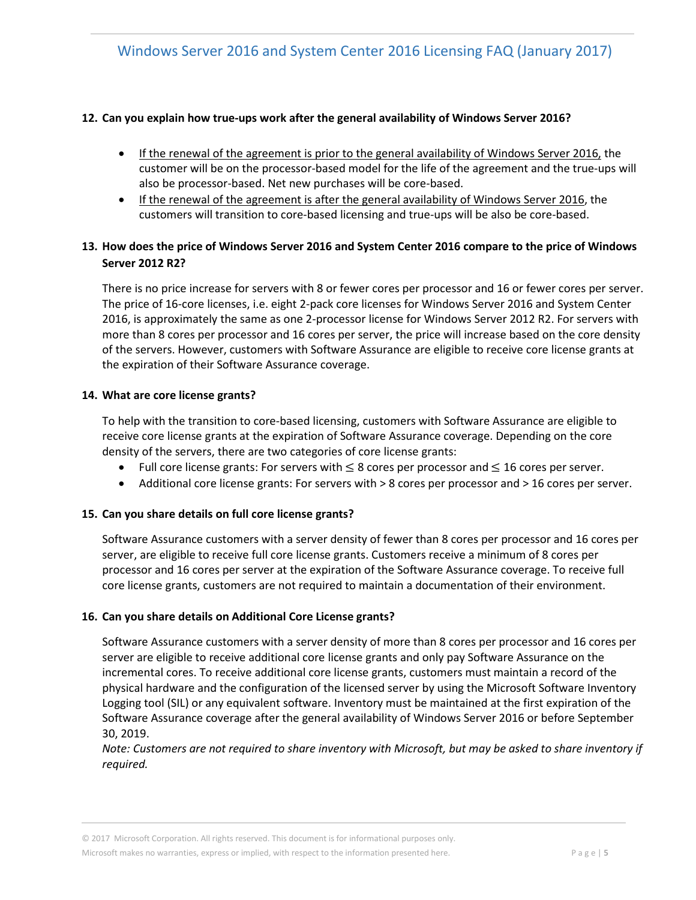**12. Can you explain how true-ups work after the general availability of Windows Server 2016?**

- If the renewal of the agreement is prior to the general availability of Windows Server 2016, the customer will be on the processor-based model for the life of the agreement and the true-ups will also be processor-based. Net new purchases will be core-based.
- If the renewal of the agreement is after the general availability of Windows Server 2016, the customers will transition to core-based licensing and true-ups will be also be core-based.

**13. How does the price of Windows Server 2016 and System Center 2016 compare to the price of Windows Server 2012 R2?**

There is no price increase for servers with 8 or fewer cores per processor and 16 or fewer cores per server. The price of 16-core licenses, i.e. eight 2-pack core licenses for Windows Server 2016 and System Center 2016, is approximately the same as one 2-processor license for Windows Server 2012 R2. For servers with more than 8 cores per processor and 16 cores per server, the price will increase based on the core density of the servers. However, customers with Software Assurance are eligible to receive core license grants at the expiration of their Software Assurance coverage.

**14. What are core license grants?**

To help with the transition to core-based licensing, customers with Software Assurance are eligible to receive core license grants at the expiration of Software Assurance coverage. Depending on the core density of the servers, there are two categories of core license grants:

- Full core license grants: For servers with ≤ 8 cores per processor and ≤ 16 cores per server.
- Additional core license grants: For servers with > 8 cores per processor and > 16 cores per server.

**15. Can you share details on full core license grants?**

Software Assurance customers with a server density of fewer than 8 cores per processor and 16 cores per server, are eligible to receive full core license grants. Customers receive a minimum of 8 cores per processor and 16 cores per server at the expiration of the Software Assurance coverage. To receive full core license grants, customers are not required to maintain a documentation of their environment.

**16. Can you share details on Additional Core License grants?**

Software Assurance customers with a server density of more than 8 cores per processor and 16 cores per server are eligible to receive additional core license grants and only pay Software Assurance on the incremental cores. To receive additional core license grants, customers must maintain a record of the physical hardware and the configuration of the licensed server by using the Microsoft Software Inventory Logging tool (SIL) or any equivalent software. Inventory must be maintained at the first expiration of the Software Assurance coverage after the general availability of Windows Server 2016 or before September 30, 2019.

*Note: Customers are not required to share inventory with Microsoft, but may be asked to share inventory if required.*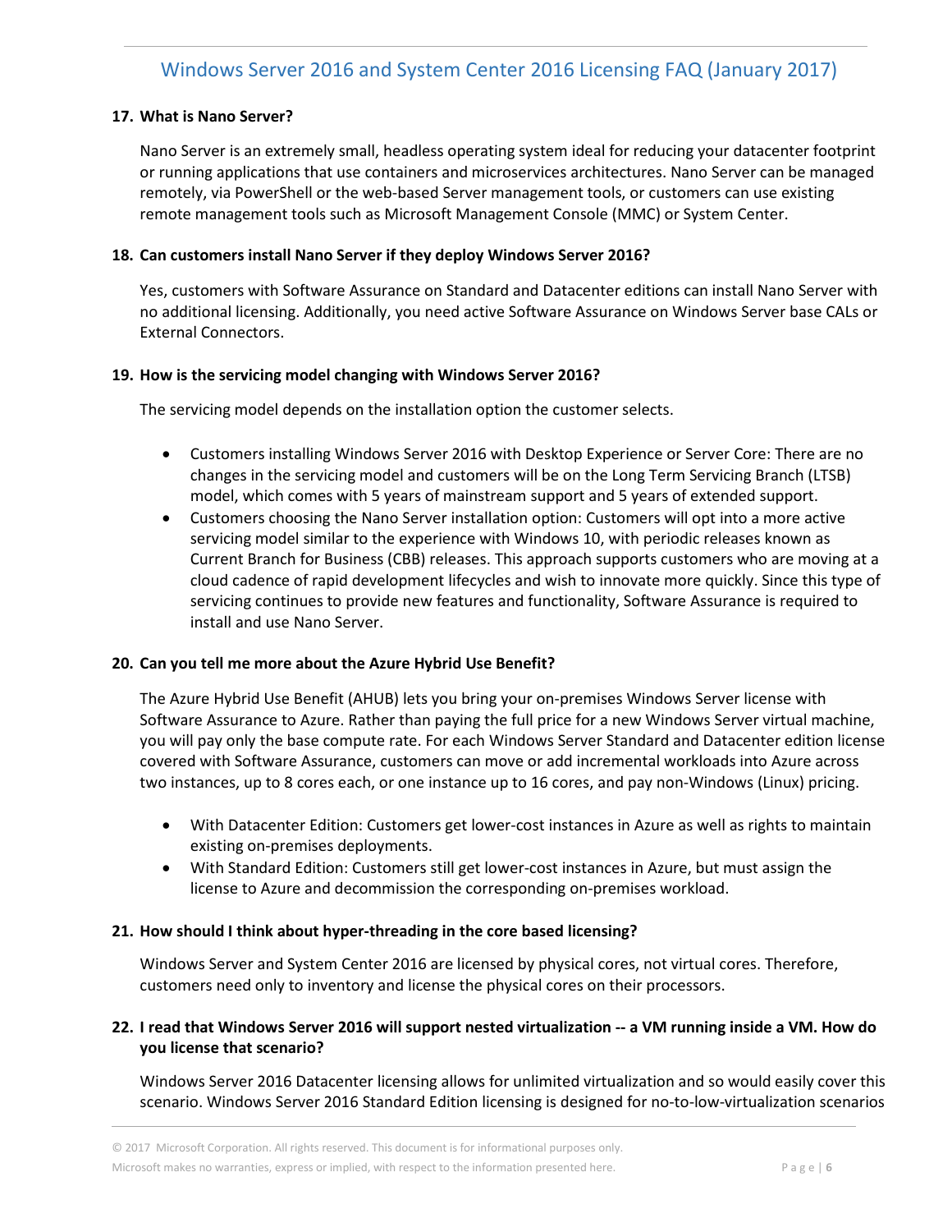**17. What is Nano Server?**

Nano Server is an extremely small, headless operating system ideal for reducing your datacenter footprint or running applications that use containers and microservices architectures. Nano Server can be managed remotely, via PowerShell or the web-based Server management tools, or customers can use existing remote management tools such as Microsoft Management Console (MMC) or System Center.

**18. Can customers install Nano Server if they deploy Windows Server 2016?**

Yes, customers with Software Assurance on Standard and Datacenter editions can install Nano Server with no additional licensing. Additionally, you need active Software Assurance on Windows Server base CALs or External Connectors.

**19. How is the servicing model changing with Windows Server 2016?**

The servicing model depends on the installation option the customer selects.

- Customers installing Windows Server 2016 with Desktop Experience or Server Core: There are no changes in the servicing model and customers will be on the Long Term Servicing Branch (LTSB) model, which comes with 5 years of mainstream support and 5 years of extended support.
- Customers choosing the Nano Server installation option: Customers will opt into a more active servicing model similar to the experience with Windows 10, with periodic releases known as Current Branch for Business (CBB) releases. This approach supports customers who are moving at a cloud cadence of rapid development lifecycles and wish to innovate more quickly. Since this type of servicing continues to provide new features and functionality, Software Assurance is required to install and use Nano Server.

**20. Can you tell me more about the Azure Hybrid Use Benefit?**

The Azure Hybrid Use Benefit (AHUB) lets you bring your on-premises Windows Server license with Software Assurance to Azure. Rather than paying the full price for a new Windows Server virtual machine, you will pay only the base compute rate. For each Windows Server Standard and Datacenter edition license covered with Software Assurance, customers can move or add incremental workloads into Azure across two instances, up to 8 cores each, or one instance up to 16 cores, and pay non-Windows (Linux) pricing.

- With Datacenter Edition: Customers get lower-cost instances in Azure as well as rights to maintain existing on-premises deployments.
- With Standard Edition: Customers still get lower-cost instances in Azure, but must assign the license to Azure and decommission the corresponding on-premises workload.

**21. How should I think about hyper-threading in the core based licensing?**

Windows Server and System Center 2016 are licensed by physical cores, not virtual cores. Therefore, customers need only to inventory and license the physical cores on their processors.

**22. I read that Windows Server 2016 will support nested virtualization -- a VM running inside a VM. How do you license that scenario?**

Windows Server 2016 Datacenter licensing allows for unlimited virtualization and so would easily cover this scenario. Windows Server 2016 Standard Edition licensing is designed for no-to-low-virtualization scenarios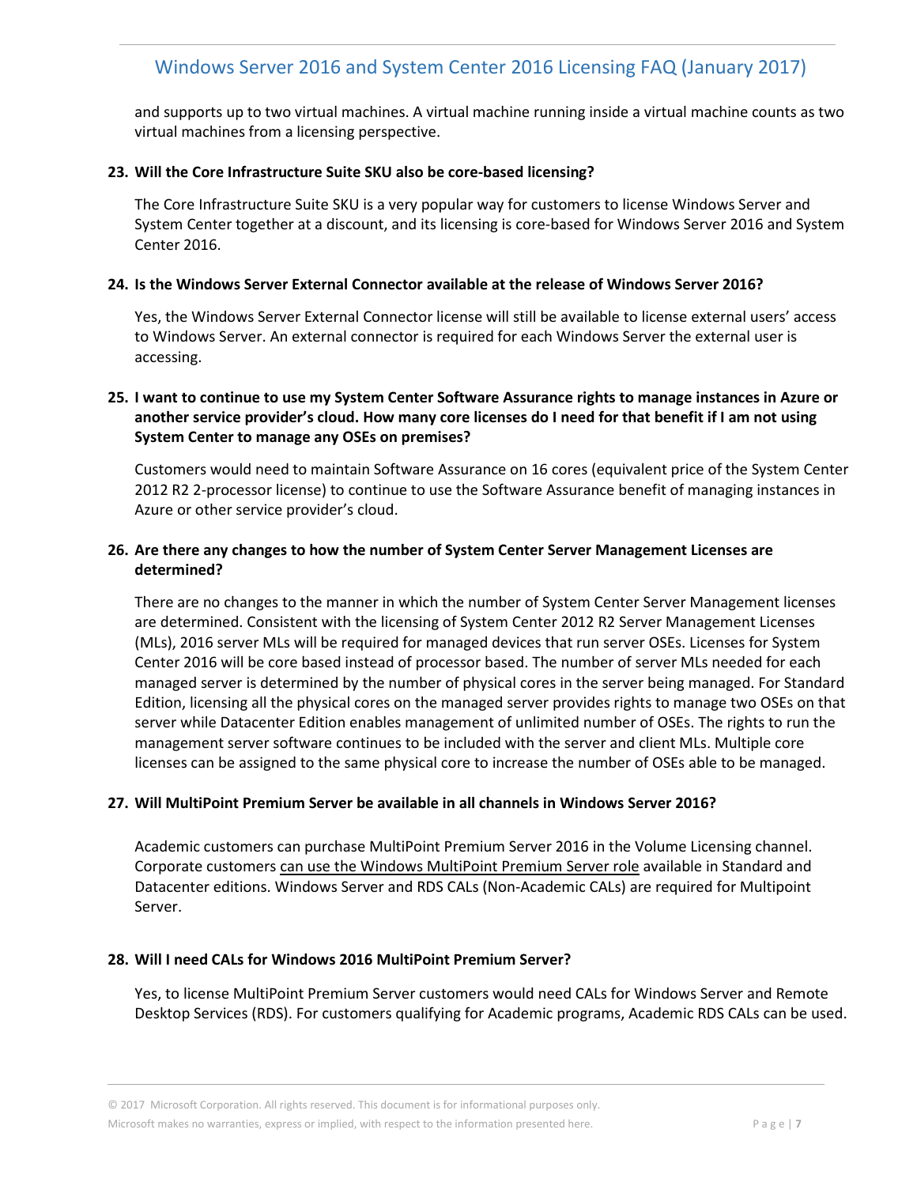and supports up to two virtual machines. A virtual machine running inside a virtual machine counts as two virtual machines from a licensing perspective.

**23. Will the Core Infrastructure Suite SKU also be core-based licensing?**

The Core Infrastructure Suite SKU is a very popular way for customers to license Windows Server and System Center together at a discount, and its licensing is core-based for Windows Server 2016 and System Center 2016.

**24. Is the Windows Server External Connector available at the release of Windows Server 2016?**

Yes, the Windows Server External Connector license will still be available to license external users' access to Windows Server. An external connector is required for each Windows Server the external user is accessing.

**25. I want to continue to use my System Center Software Assurance rights to manage instances in Azure or another service provider's cloud. How many core licenses do I need for that benefit if I am not using System Center to manage any OSEs on premises?**

Customers would need to maintain Software Assurance on 16 cores (equivalent price of the System Center 2012 R2 2-processor license) to continue to use the Software Assurance benefit of managing instances in Azure or other service provider's cloud.

**26. Are there any changes to how the number of System Center Server Management Licenses are determined?**

There are no changes to the manner in which the number of System Center Server Management licenses are determined. Consistent with the licensing of System Center 2012 R2 Server Management Licenses (MLs), 2016 server MLs will be required for managed devices that run server OSEs. Licenses for System Center 2016 will be core based instead of processor based. The number of server MLs needed for each managed server is determined by the number of physical cores in the server being managed. For Standard Edition, licensing all the physical cores on the managed server provides rights to manage two OSEs on that server while Datacenter Edition enables management of unlimited number of OSEs. The rights to run the management server software continues to be included with the server and client MLs. Multiple core licenses can be assigned to the same physical core to increase the number of OSEs able to be managed.

**27. Will MultiPoint Premium Server be available in all channels in Windows Server 2016?**

Academic customers can purchase MultiPoint Premium Server 2016 in the Volume Licensing channel. Corporate customers can use the Windows MultiPoint Premium Server role available in Standard and Datacenter editions. Windows Server and RDS CALs (Non-Academic CALs) are required for Multipoint Server.

**28. Will I need CALs for Windows 2016 MultiPoint Premium Server?**

Yes, to license MultiPoint Premium Server customers would need CALs for Windows Server and Remote Desktop Services (RDS). For customers qualifying for Academic programs, Academic RDS CALs can be used.